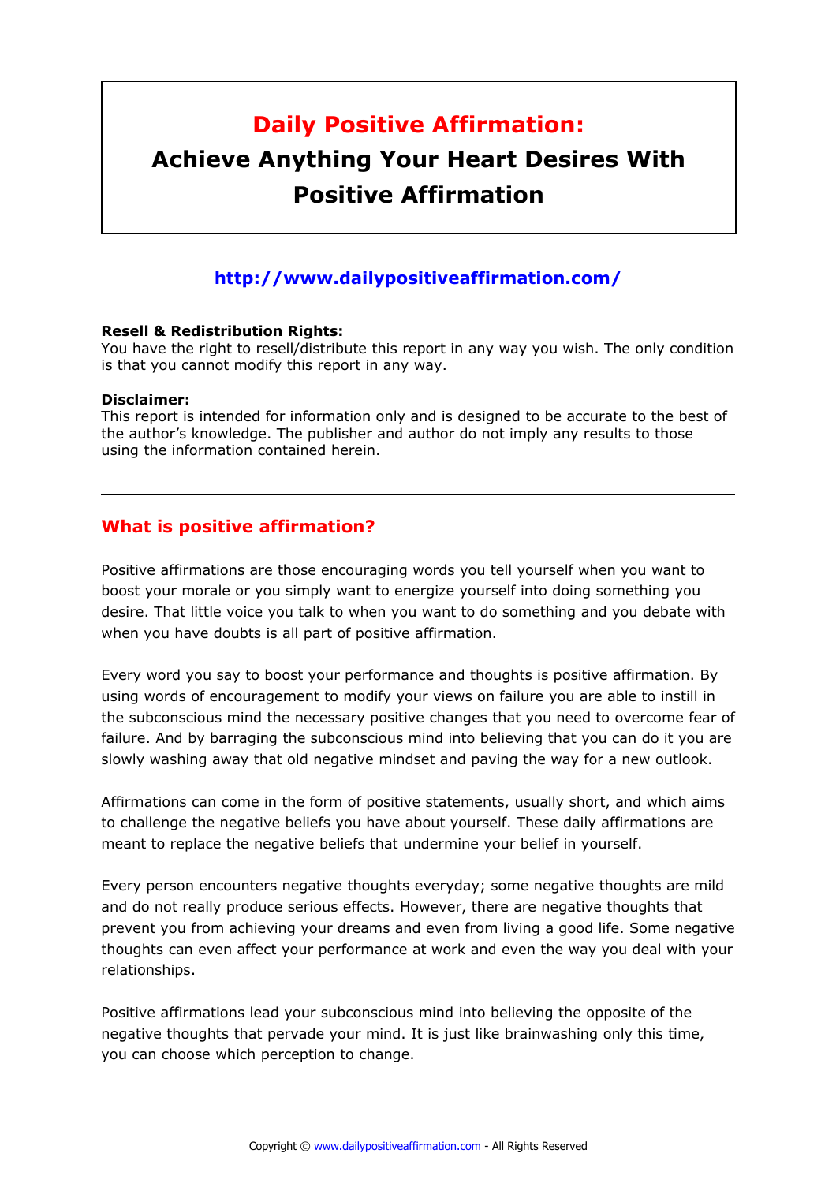# Daily Positive Affirmation:

# Achieve Anything Your Heart Desires With Positive Affirmation

**http://www.dailypositiveaffirmation.com/**

**Resell & Redistribution Rights:**
You have the right to resell/distribute this report in any way you wish. The only condition is that you cannot modify this report in any way.

**Disclaimer:**
This report is intended for information only and is designed to be accurate to the best of the author's knowledge. The publisher and author do not imply any results to those using the information contained herein.

---

## What is positive affirmation?

Positive affirmations are those encouraging words you tell yourself when you want to boost your morale or you simply want to energize yourself into doing something you desire. That little voice you talk to when you want to do something and you debate with when you have doubts is all part of positive affirmation.

Every word you say to boost your performance and thoughts is positive affirmation. By using words of encouragement to modify your views on failure you are able to instill in the subconscious mind the necessary positive changes that you need to overcome fear of failure. And by barraging the subconscious mind into believing that you can do it you are slowly washing away that old negative mindset and paving the way for a new outlook.

Affirmations can come in the form of positive statements, usually short, and which aims to challenge the negative beliefs you have about yourself. These daily affirmations are meant to replace the negative beliefs that undermine your belief in yourself.

Every person encounters negative thoughts everyday; some negative thoughts are mild and do not really produce serious effects. However, there are negative thoughts that prevent you from achieving your dreams and even from living a good life. Some negative thoughts can even affect your performance at work and even the way you deal with your relationships.

Positive affirmations lead your subconscious mind into believing the opposite of the negative thoughts that pervade your mind. It is just like brainwashing only this time, you can choose which perception to change.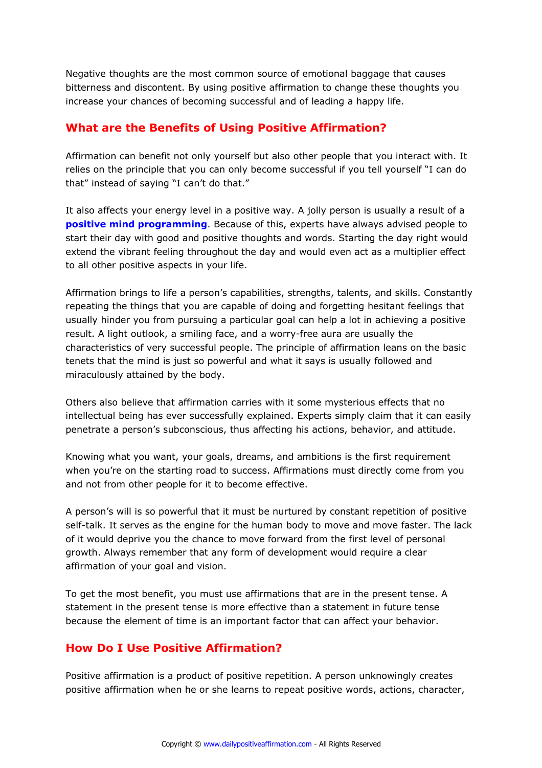Negative thoughts are the most common source of emotional baggage that causes bitterness and discontent. By using positive affirmation to change these thoughts you increase your chances of becoming successful and of leading a happy life.

## What are the Benefits of Using Positive Affirmation?

Affirmation can benefit not only yourself but also other people that you interact with. It relies on the principle that you can only become successful if you tell yourself "I can do that" instead of saying "I can't do that."

It also affects your energy level in a positive way. A jolly person is usually a result of a **positive mind programming**. Because of this, experts have always advised people to start their day with good and positive thoughts and words. Starting the day right would extend the vibrant feeling throughout the day and would even act as a multiplier effect to all other positive aspects in your life.

Affirmation brings to life a person's capabilities, strengths, talents, and skills. Constantly repeating the things that you are capable of doing and forgetting hesitant feelings that usually hinder you from pursuing a particular goal can help a lot in achieving a positive result. A light outlook, a smiling face, and a worry-free aura are usually the characteristics of very successful people. The principle of affirmation leans on the basic tenets that the mind is just so powerful and what it says is usually followed and miraculously attained by the body.

Others also believe that affirmation carries with it some mysterious effects that no intellectual being has ever successfully explained. Experts simply claim that it can easily penetrate a person's subconscious, thus affecting his actions, behavior, and attitude.

Knowing what you want, your goals, dreams, and ambitions is the first requirement when you're on the starting road to success. Affirmations must directly come from you and not from other people for it to become effective.

A person's will is so powerful that it must be nurtured by constant repetition of positive self-talk. It serves as the engine for the human body to move and move faster. The lack of it would deprive you the chance to move forward from the first level of personal growth. Always remember that any form of development would require a clear affirmation of your goal and vision.

To get the most benefit, you must use affirmations that are in the present tense. A statement in the present tense is more effective than a statement in future tense because the element of time is an important factor that can affect your behavior.

## How Do I Use Positive Affirmation?

Positive affirmation is a product of positive repetition. A person unknowingly creates positive affirmation when he or she learns to repeat positive words, actions, character,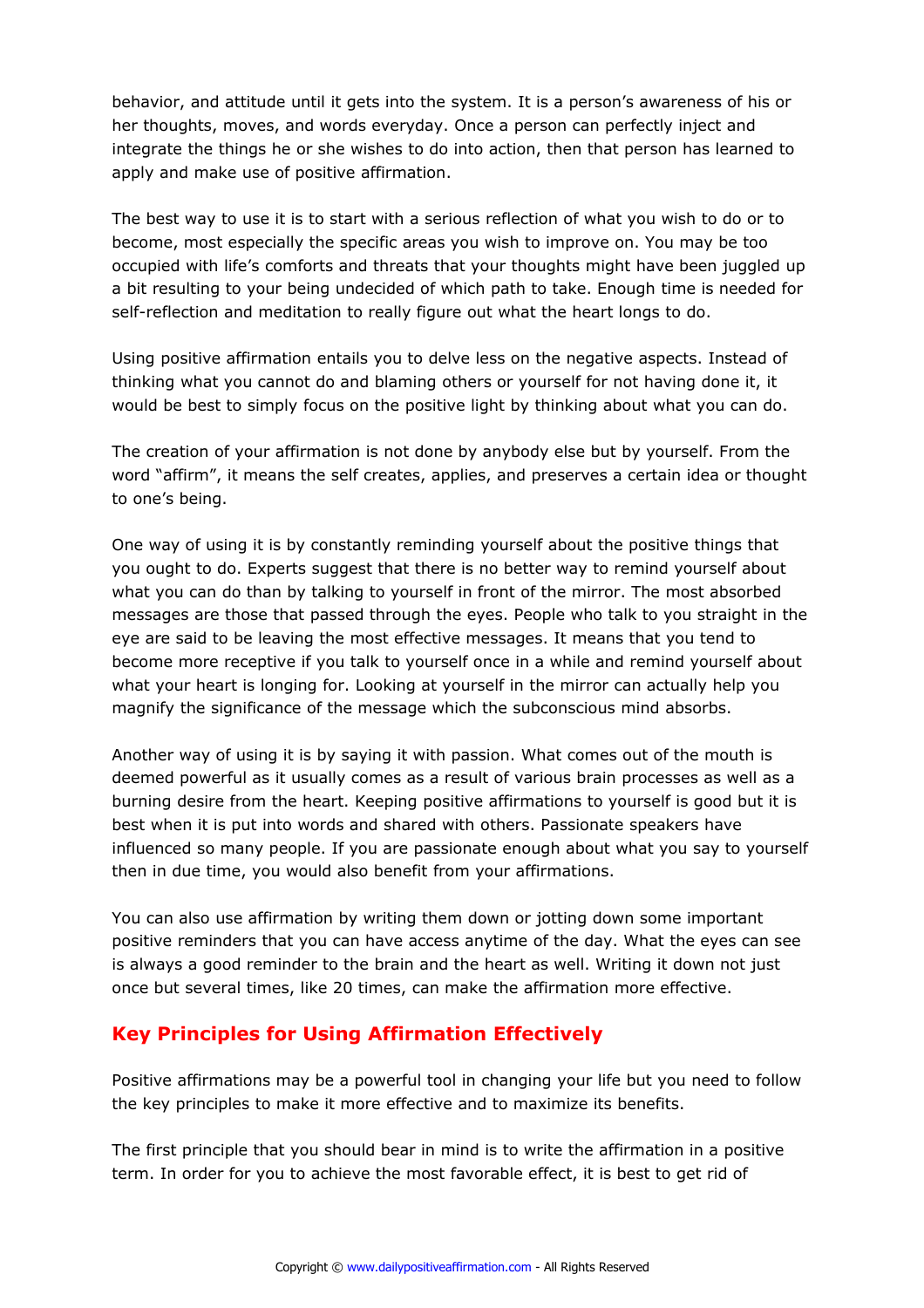behavior, and attitude until it gets into the system. It is a person's awareness of his or her thoughts, moves, and words everyday. Once a person can perfectly inject and integrate the things he or she wishes to do into action, then that person has learned to apply and make use of positive affirmation.

The best way to use it is to start with a serious reflection of what you wish to do or to become, most especially the specific areas you wish to improve on. You may be too occupied with life's comforts and threats that your thoughts might have been juggled up a bit resulting to your being undecided of which path to take. Enough time is needed for self-reflection and meditation to really figure out what the heart longs to do.

Using positive affirmation entails you to delve less on the negative aspects. Instead of thinking what you cannot do and blaming others or yourself for not having done it, it would be best to simply focus on the positive light by thinking about what you can do.

The creation of your affirmation is not done by anybody else but by yourself. From the word "affirm", it means the self creates, applies, and preserves a certain idea or thought to one's being.

One way of using it is by constantly reminding yourself about the positive things that you ought to do. Experts suggest that there is no better way to remind yourself about what you can do than by talking to yourself in front of the mirror. The most absorbed messages are those that passed through the eyes. People who talk to you straight in the eye are said to be leaving the most effective messages. It means that you tend to become more receptive if you talk to yourself once in a while and remind yourself about what your heart is longing for. Looking at yourself in the mirror can actually help you magnify the significance of the message which the subconscious mind absorbs.

Another way of using it is by saying it with passion. What comes out of the mouth is deemed powerful as it usually comes as a result of various brain processes as well as a burning desire from the heart. Keeping positive affirmations to yourself is good but it is best when it is put into words and shared with others. Passionate speakers have influenced so many people. If you are passionate enough about what you say to yourself then in due time, you would also benefit from your affirmations.

You can also use affirmation by writing them down or jotting down some important positive reminders that you can have access anytime of the day. What the eyes can see is always a good reminder to the brain and the heart as well. Writing it down not just once but several times, like 20 times, can make the affirmation more effective.

## Key Principles for Using Affirmation Effectively

Positive affirmations may be a powerful tool in changing your life but you need to follow the key principles to make it more effective and to maximize its benefits.

The first principle that you should bear in mind is to write the affirmation in a positive term. In order for you to achieve the most favorable effect, it is best to get rid of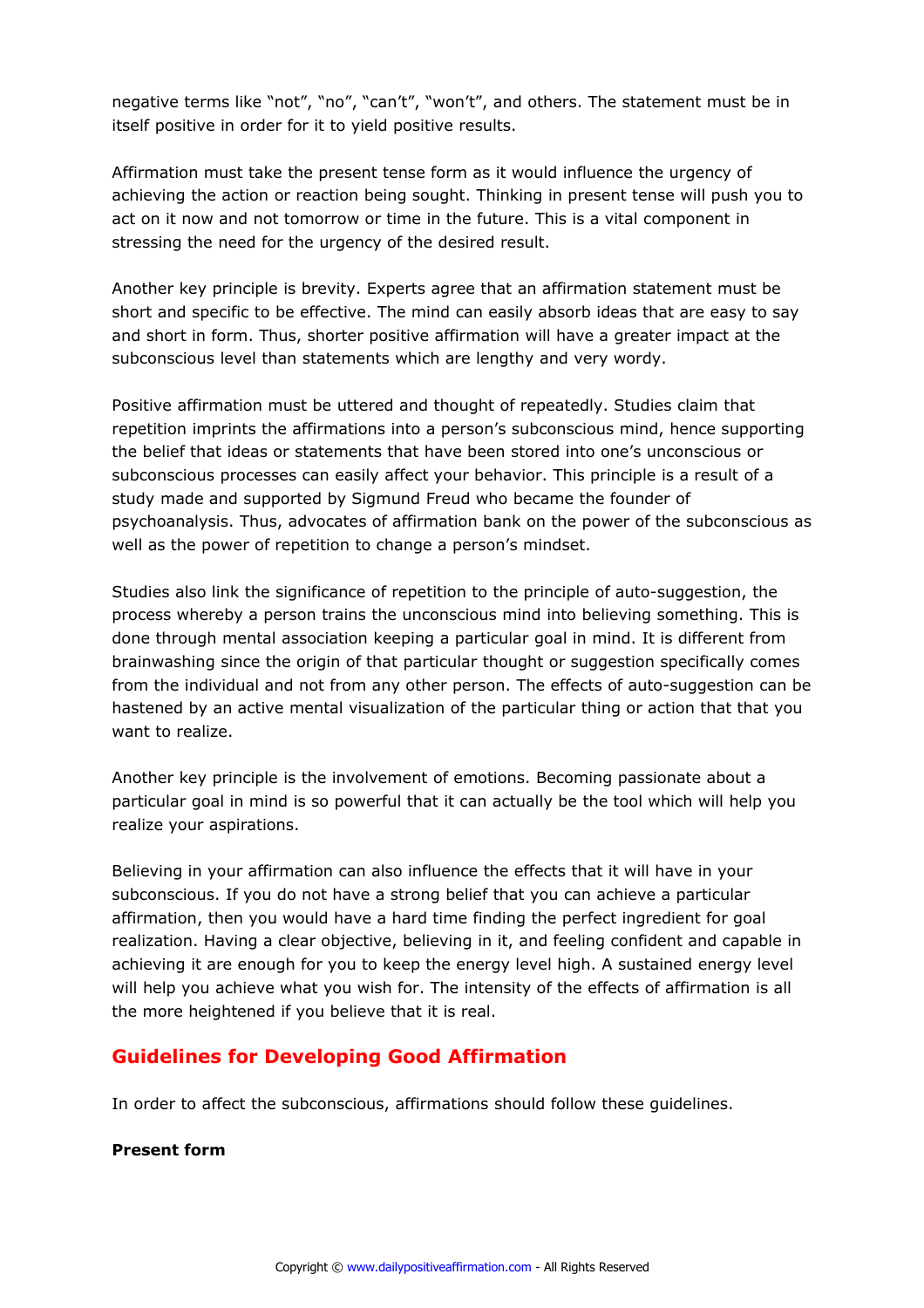negative terms like "not", "no", "can't", "won't", and others. The statement must be in itself positive in order for it to yield positive results.

Affirmation must take the present tense form as it would influence the urgency of achieving the action or reaction being sought. Thinking in present tense will push you to act on it now and not tomorrow or time in the future. This is a vital component in stressing the need for the urgency of the desired result.

Another key principle is brevity. Experts agree that an affirmation statement must be short and specific to be effective. The mind can easily absorb ideas that are easy to say and short in form. Thus, shorter positive affirmation will have a greater impact at the subconscious level than statements which are lengthy and very wordy.

Positive affirmation must be uttered and thought of repeatedly. Studies claim that repetition imprints the affirmations into a person's subconscious mind, hence supporting the belief that ideas or statements that have been stored into one's unconscious or subconscious processes can easily affect your behavior. This principle is a result of a study made and supported by Sigmund Freud who became the founder of psychoanalysis. Thus, advocates of affirmation bank on the power of the subconscious as well as the power of repetition to change a person's mindset.

Studies also link the significance of repetition to the principle of auto-suggestion, the process whereby a person trains the unconscious mind into believing something. This is done through mental association keeping a particular goal in mind. It is different from brainwashing since the origin of that particular thought or suggestion specifically comes from the individual and not from any other person. The effects of auto-suggestion can be hastened by an active mental visualization of the particular thing or action that that you want to realize.

Another key principle is the involvement of emotions. Becoming passionate about a particular goal in mind is so powerful that it can actually be the tool which will help you realize your aspirations.

Believing in your affirmation can also influence the effects that it will have in your subconscious. If you do not have a strong belief that you can achieve a particular affirmation, then you would have a hard time finding the perfect ingredient for goal realization. Having a clear objective, believing in it, and feeling confident and capable in achieving it are enough for you to keep the energy level high. A sustained energy level will help you achieve what you wish for. The intensity of the effects of affirmation is all the more heightened if you believe that it is real.

## Guidelines for Developing Good Affirmation

In order to affect the subconscious, affirmations should follow these guidelines.

**Present form**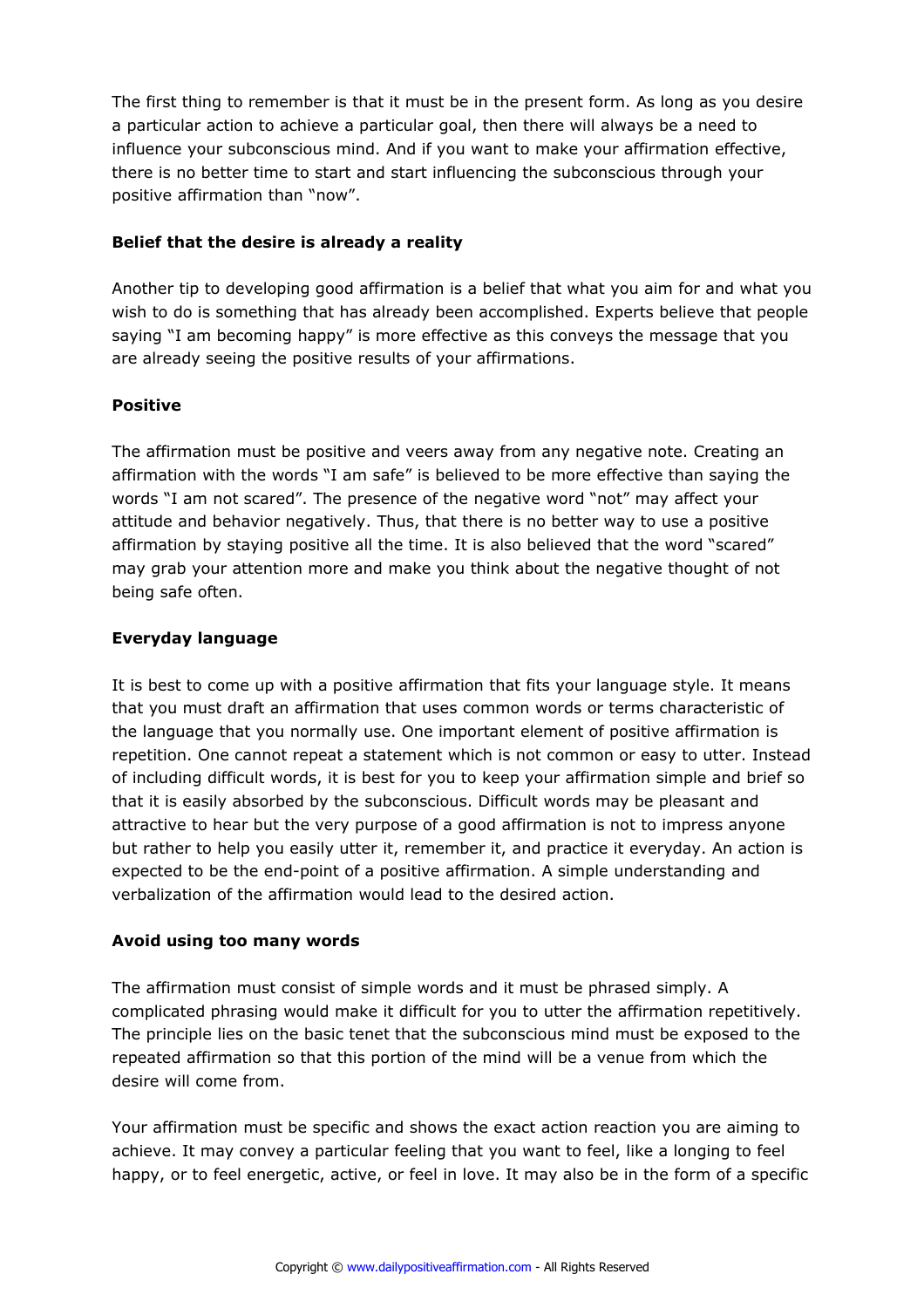The first thing to remember is that it must be in the present form. As long as you desire a particular action to achieve a particular goal, then there will always be a need to influence your subconscious mind. And if you want to make your affirmation effective, there is no better time to start and start influencing the subconscious through your positive affirmation than "now".

**Belief that the desire is already a reality**

Another tip to developing good affirmation is a belief that what you aim for and what you wish to do is something that has already been accomplished. Experts believe that people saying "I am becoming happy" is more effective as this conveys the message that you are already seeing the positive results of your affirmations.

**Positive**

The affirmation must be positive and veers away from any negative note. Creating an affirmation with the words "I am safe" is believed to be more effective than saying the words "I am not scared". The presence of the negative word "not" may affect your attitude and behavior negatively. Thus, that there is no better way to use a positive affirmation by staying positive all the time. It is also believed that the word "scared" may grab your attention more and make you think about the negative thought of not being safe often.

**Everyday language**

It is best to come up with a positive affirmation that fits your language style. It means that you must draft an affirmation that uses common words or terms characteristic of the language that you normally use. One important element of positive affirmation is repetition. One cannot repeat a statement which is not common or easy to utter. Instead of including difficult words, it is best for you to keep your affirmation simple and brief so that it is easily absorbed by the subconscious. Difficult words may be pleasant and attractive to hear but the very purpose of a good affirmation is not to impress anyone but rather to help you easily utter it, remember it, and practice it everyday. An action is expected to be the end-point of a positive affirmation. A simple understanding and verbalization of the affirmation would lead to the desired action.

**Avoid using too many words**

The affirmation must consist of simple words and it must be phrased simply. A complicated phrasing would make it difficult for you to utter the affirmation repetitively. The principle lies on the basic tenet that the subconscious mind must be exposed to the repeated affirmation so that this portion of the mind will be a venue from which the desire will come from.

Your affirmation must be specific and shows the exact action reaction you are aiming to achieve. It may convey a particular feeling that you want to feel, like a longing to feel happy, or to feel energetic, active, or feel in love. It may also be in the form of a specific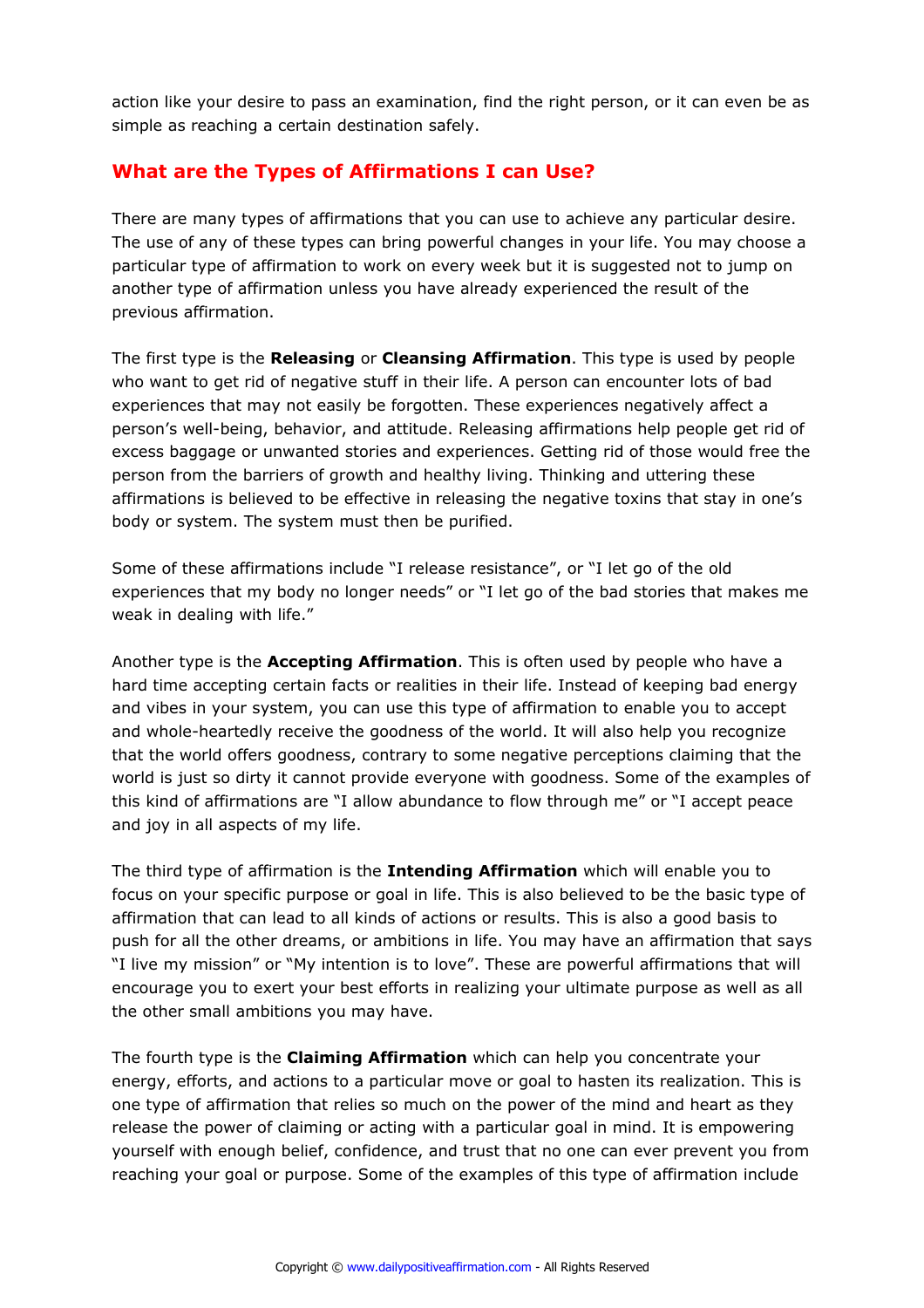action like your desire to pass an examination, find the right person, or it can even be as simple as reaching a certain destination safely.

## What are the Types of Affirmations I can Use?

There are many types of affirmations that you can use to achieve any particular desire. The use of any of these types can bring powerful changes in your life. You may choose a particular type of affirmation to work on every week but it is suggested not to jump on another type of affirmation unless you have already experienced the result of the previous affirmation.

The first type is the **Releasing** or **Cleansing Affirmation**. This type is used by people who want to get rid of negative stuff in their life. A person can encounter lots of bad experiences that may not easily be forgotten. These experiences negatively affect a person's well-being, behavior, and attitude. Releasing affirmations help people get rid of excess baggage or unwanted stories and experiences. Getting rid of those would free the person from the barriers of growth and healthy living. Thinking and uttering these affirmations is believed to be effective in releasing the negative toxins that stay in one's body or system. The system must then be purified.

Some of these affirmations include "I release resistance", or "I let go of the old experiences that my body no longer needs" or "I let go of the bad stories that makes me weak in dealing with life."

Another type is the **Accepting Affirmation**. This is often used by people who have a hard time accepting certain facts or realities in their life. Instead of keeping bad energy and vibes in your system, you can use this type of affirmation to enable you to accept and whole-heartedly receive the goodness of the world. It will also help you recognize that the world offers goodness, contrary to some negative perceptions claiming that the world is just so dirty it cannot provide everyone with goodness. Some of the examples of this kind of affirmations are "I allow abundance to flow through me" or "I accept peace and joy in all aspects of my life.

The third type of affirmation is the **Intending Affirmation** which will enable you to focus on your specific purpose or goal in life. This is also believed to be the basic type of affirmation that can lead to all kinds of actions or results. This is also a good basis to push for all the other dreams, or ambitions in life. You may have an affirmation that says "I live my mission" or "My intention is to love". These are powerful affirmations that will encourage you to exert your best efforts in realizing your ultimate purpose as well as all the other small ambitions you may have.

The fourth type is the **Claiming Affirmation** which can help you concentrate your energy, efforts, and actions to a particular move or goal to hasten its realization. This is one type of affirmation that relies so much on the power of the mind and heart as they release the power of claiming or acting with a particular goal in mind. It is empowering yourself with enough belief, confidence, and trust that no one can ever prevent you from reaching your goal or purpose. Some of the examples of this type of affirmation include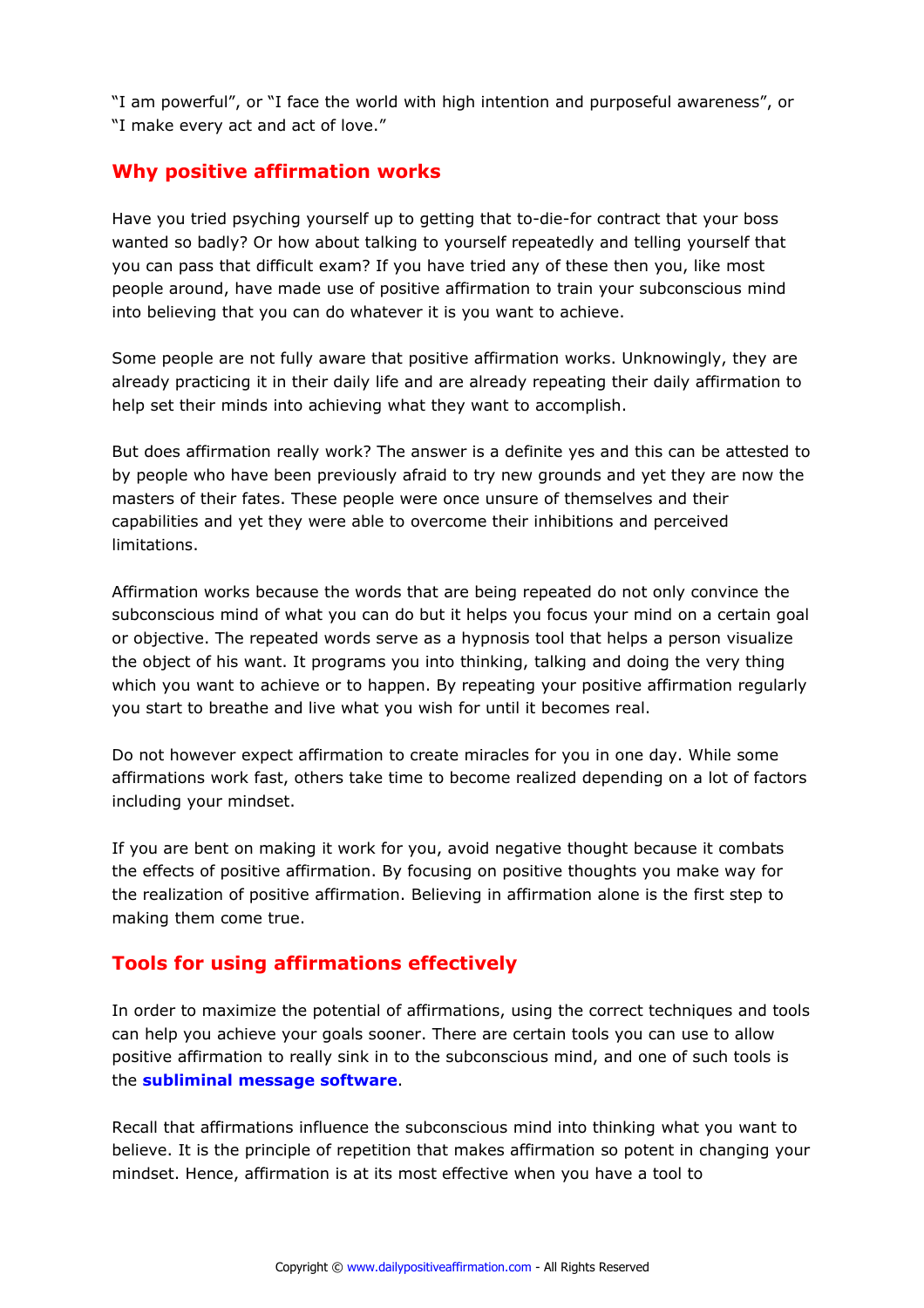"I am powerful", or "I face the world with high intention and purposeful awareness", or "I make every act and act of love."

## Why positive affirmation works

Have you tried psyching yourself up to getting that to-die-for contract that your boss wanted so badly? Or how about talking to yourself repeatedly and telling yourself that you can pass that difficult exam? If you have tried any of these then you, like most people around, have made use of positive affirmation to train your subconscious mind into believing that you can do whatever it is you want to achieve.

Some people are not fully aware that positive affirmation works. Unknowingly, they are already practicing it in their daily life and are already repeating their daily affirmation to help set their minds into achieving what they want to accomplish.

But does affirmation really work? The answer is a definite yes and this can be attested to by people who have been previously afraid to try new grounds and yet they are now the masters of their fates. These people were once unsure of themselves and their capabilities and yet they were able to overcome their inhibitions and perceived limitations.

Affirmation works because the words that are being repeated do not only convince the subconscious mind of what you can do but it helps you focus your mind on a certain goal or objective. The repeated words serve as a hypnosis tool that helps a person visualize the object of his want. It programs you into thinking, talking and doing the very thing which you want to achieve or to happen. By repeating your positive affirmation regularly you start to breathe and live what you wish for until it becomes real.

Do not however expect affirmation to create miracles for you in one day. While some affirmations work fast, others take time to become realized depending on a lot of factors including your mindset.

If you are bent on making it work for you, avoid negative thought because it combats the effects of positive affirmation. By focusing on positive thoughts you make way for the realization of positive affirmation. Believing in affirmation alone is the first step to making them come true.

## Tools for using affirmations effectively

In order to maximize the potential of affirmations, using the correct techniques and tools can help you achieve your goals sooner. There are certain tools you can use to allow positive affirmation to really sink in to the subconscious mind, and one of such tools is the **subliminal message software**.

Recall that affirmations influence the subconscious mind into thinking what you want to believe. It is the principle of repetition that makes affirmation so potent in changing your mindset. Hence, affirmation is at its most effective when you have a tool to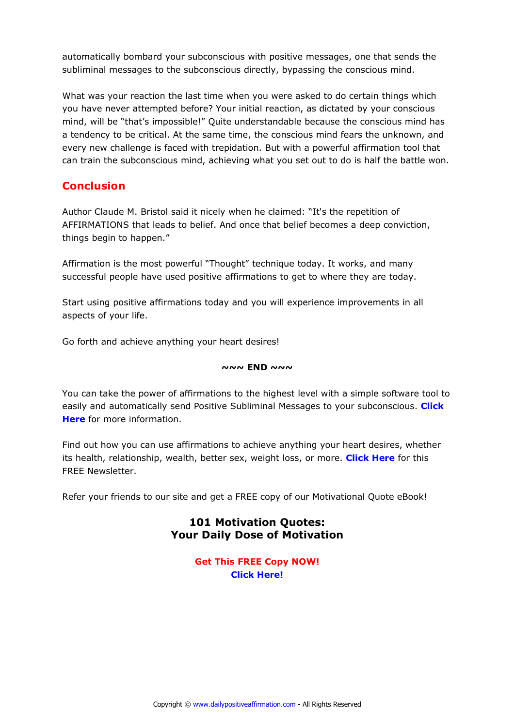automatically bombard your subconscious with positive messages, one that sends the subliminal messages to the subconscious directly, bypassing the conscious mind.

What was your reaction the last time when you were asked to do certain things which you have never attempted before? Your initial reaction, as dictated by your conscious mind, will be "that's impossible!" Quite understandable because the conscious mind has a tendency to be critical. At the same time, the conscious mind fears the unknown, and every new challenge is faced with trepidation. But with a powerful affirmation tool that can train the subconscious mind, achieving what you set out to do is half the battle won.

## Conclusion

Author Claude M. Bristol said it nicely when he claimed: "It's the repetition of AFFIRMATIONS that leads to belief. And once that belief becomes a deep conviction, things begin to happen."

Affirmation is the most powerful "Thought" technique today. It works, and many successful people have used positive affirmations to get to where they are today.

Start using positive affirmations today and you will experience improvements in all aspects of your life.

Go forth and achieve anything your heart desires!

**~~~ END ~~~**

You can take the power of affirmations to the highest level with a simple software tool to easily and automatically send Positive Subliminal Messages to your subconscious. **Click Here** for more information.

Find out how you can use affirmations to achieve anything your heart desires, whether its health, relationship, wealth, better sex, weight loss, or more. **Click Here** for this FREE Newsletter.

Refer your friends to our site and get a FREE copy of our Motivational Quote eBook!

### 101 Motivation Quotes: Your Daily Dose of Motivation

**Get This FREE Copy NOW!**
**Click Here!**

Copyright © www.dailypositiveaffirmation.com - All Rights Reserved